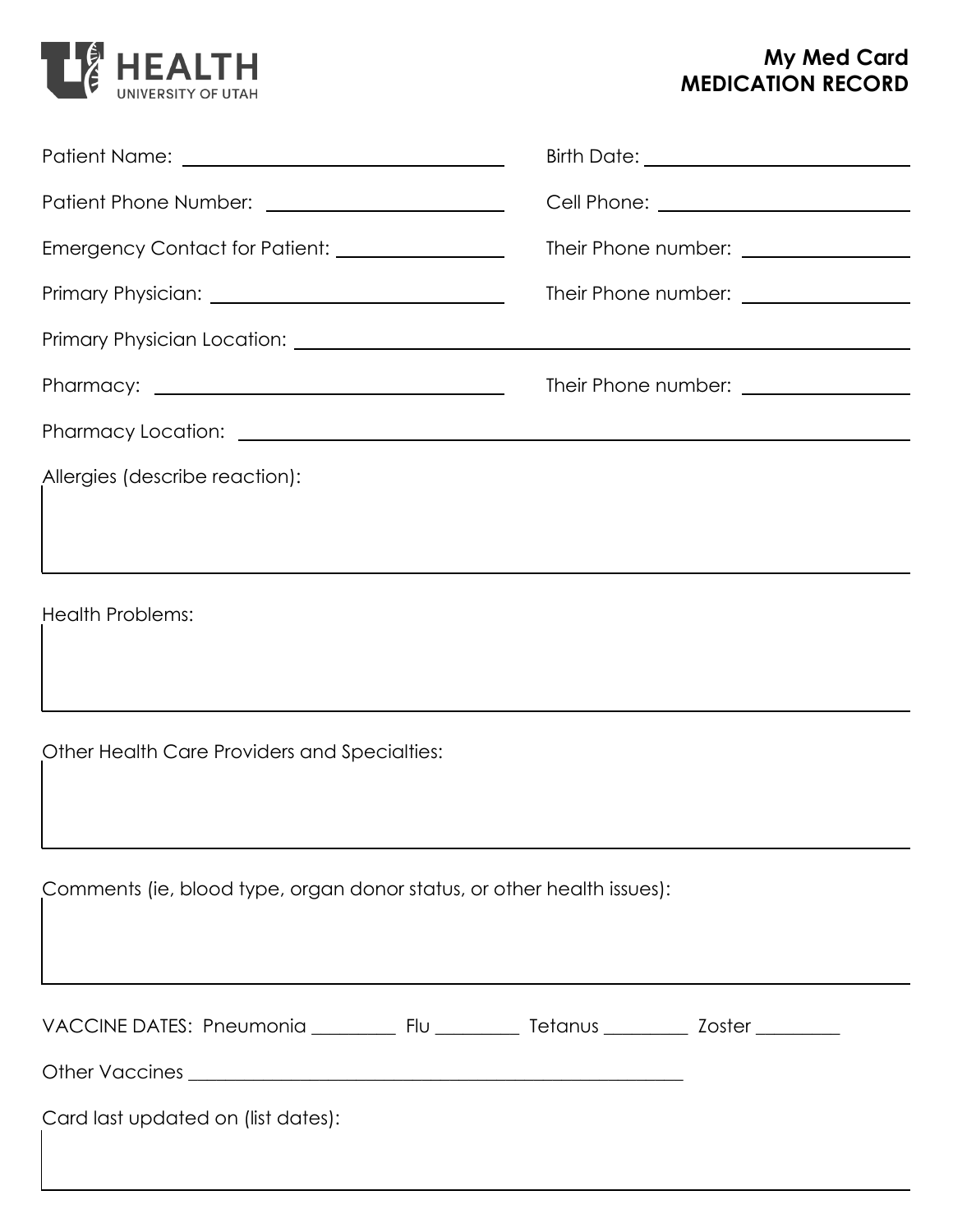HEALTH
UNIVERSITY OF UTAH

# My Med Card
# MEDICATION RECORD

Patient Name: ______________________ Birth Date: ______________________

Patient Phone Number: ______________________ Cell Phone: ______________________

Emergency Contact for Patient: ______________________ Their Phone number: ______________________

Primary Physician: ______________________ Their Phone number: ______________________

Primary Physician Location: ______________________

Pharmacy: ______________________ Their Phone number: ______________________

Pharmacy Location: ______________________

Allergies (describe reaction):

Health Problems:

Other Health Care Providers and Specialties:

Comments (ie, blood type, organ donor status, or other health issues):

VACCINE DATES: Pneumonia _________ Flu _________ Tetanus _________ Zoster _________

Other Vaccines ______________________

Card last updated on (list dates):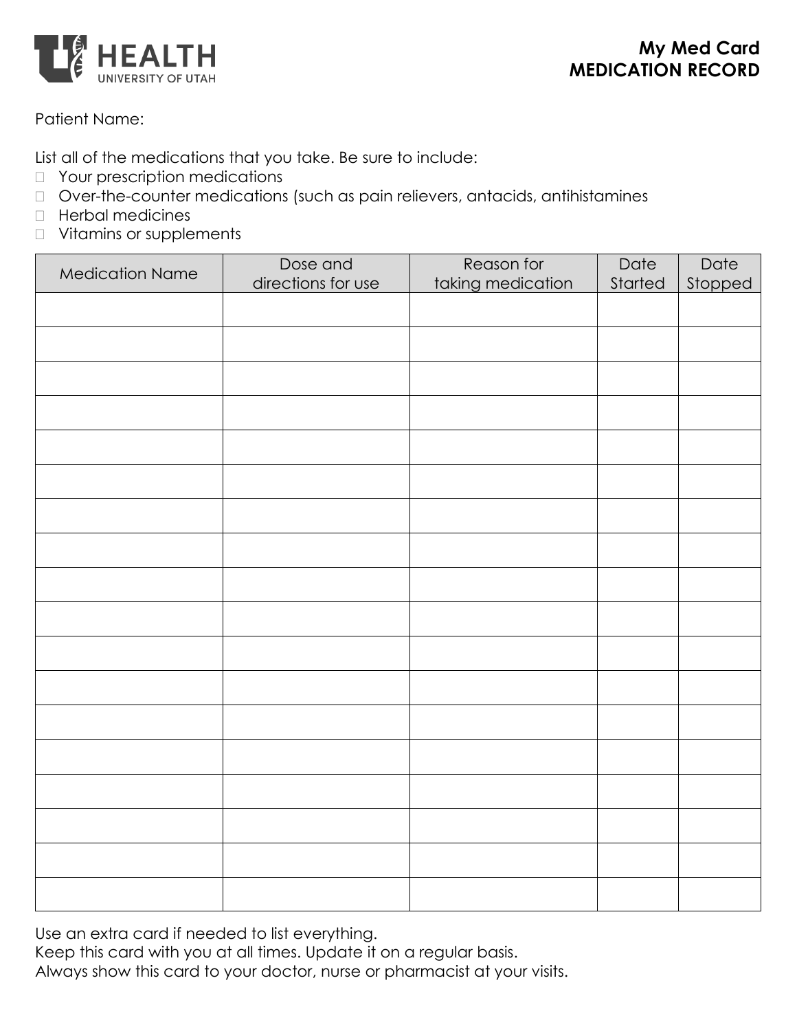HEALTH
UNIVERSITY OF UTAH

# My Med Card
# MEDICATION RECORD

Patient Name:

List all of the medications that you take. Be sure to include:

- Your prescription medications
- Over-the-counter medications (such as pain relievers, antacids, antihistamines
- Herbal medicines
- Vitamins or supplements

| Medication Name | Dose and directions for use | Reason for taking medication | Date Started | Date Stopped |
|---|---|---|---|---|
| | | | | |
| | | | | |
| | | | | |
| | | | | |
| | | | | |
| | | | | |
| | | | | |
| | | | | |
| | | | | |
| | | | | |
| | | | | |
| | | | | |
| | | | | |
| | | | | |
| | | | | |
| | | | | |
| | | | | |
| | | | | |

Use an extra card if needed to list everything.
Keep this card with you at all times. Update it on a regular basis.
Always show this card to your doctor, nurse or pharmacist at your visits.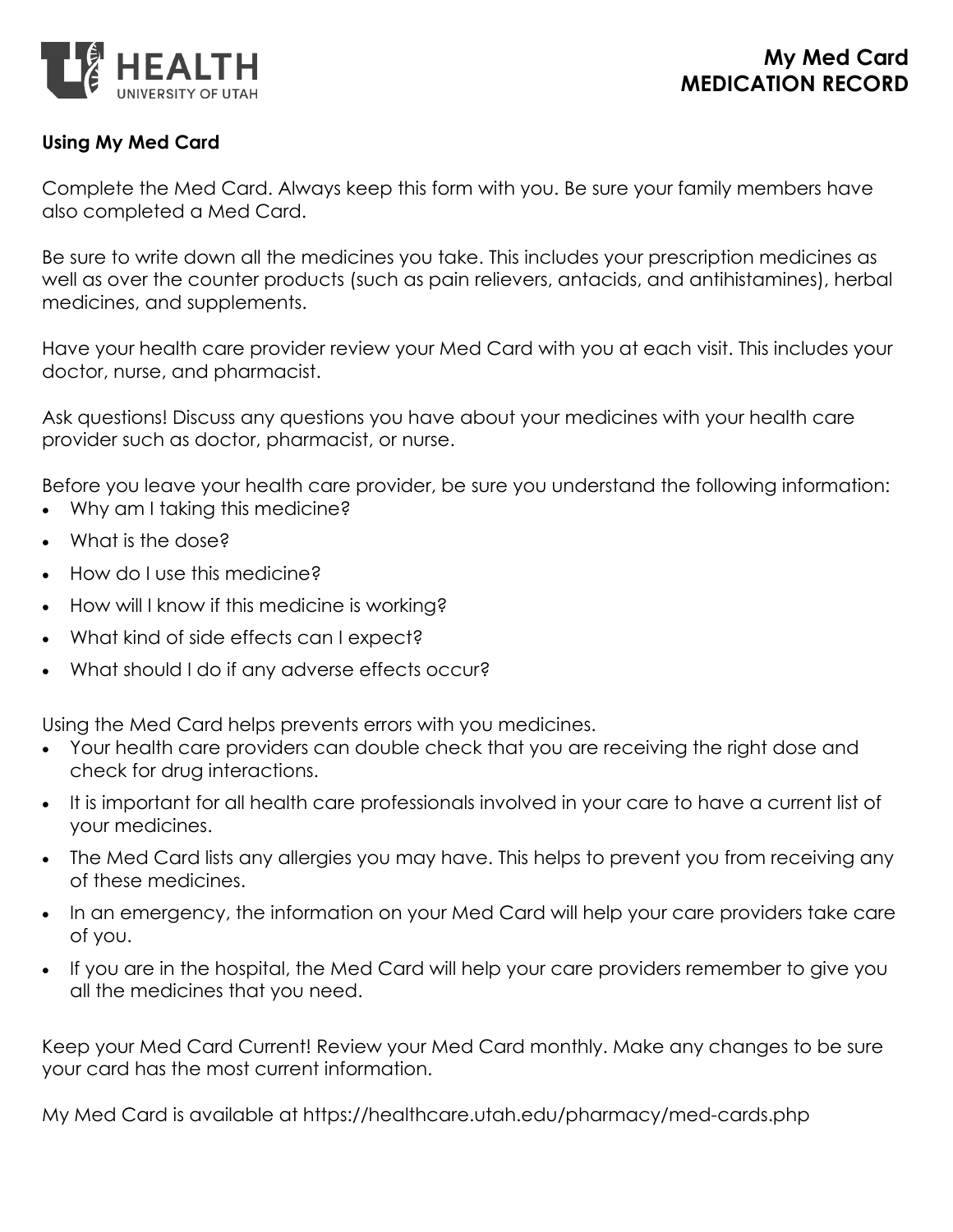**HEALTH**
UNIVERSITY OF UTAH

# My Med Card
# MEDICATION RECORD

**Using My Med Card**

Complete the Med Card. Always keep this form with you. Be sure your family members have also completed a Med Card.

Be sure to write down all the medicines you take. This includes your prescription medicines as well as over the counter products (such as pain relievers, antacids, and antihistamines), herbal medicines, and supplements.

Have your health care provider review your Med Card with you at each visit. This includes your doctor, nurse, and pharmacist.

Ask questions! Discuss any questions you have about your medicines with your health care provider such as doctor, pharmacist, or nurse.

Before you leave your health care provider, be sure you understand the following information:

- Why am I taking this medicine?
- What is the dose?
- How do I use this medicine?
- How will I know if this medicine is working?
- What kind of side effects can I expect?
- What should I do if any adverse effects occur?

Using the Med Card helps prevents errors with you medicines.

- Your health care providers can double check that you are receiving the right dose and check for drug interactions.
- It is important for all health care professionals involved in your care to have a current list of your medicines.
- The Med Card lists any allergies you may have. This helps to prevent you from receiving any of these medicines.
- In an emergency, the information on your Med Card will help your care providers take care of you.
- If you are in the hospital, the Med Card will help your care providers remember to give you all the medicines that you need.

Keep your Med Card Current! Review your Med Card monthly. Make any changes to be sure your card has the most current information.

My Med Card is available at https://healthcare.utah.edu/pharmacy/med-cards.php